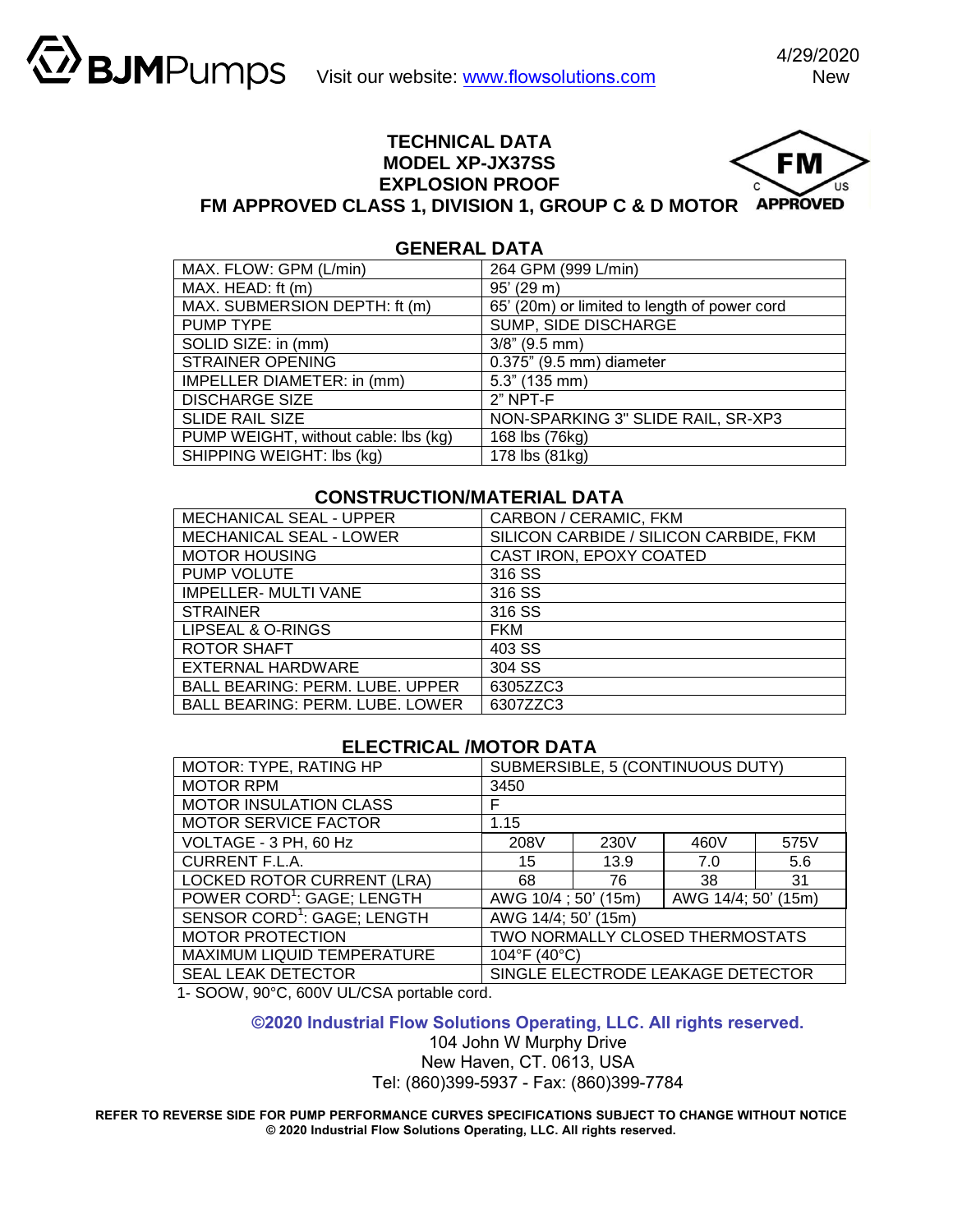BJMPumps Visit our website: www.flowsolutions.com

4/29/2020
New

# TECHNICAL DATA
# MODEL XP-JX37SS
# EXPLOSION PROOF
# FM APPROVED CLASS 1, DIVISION 1, GROUP C & D MOTOR

FM C US APPROVED

## GENERAL DATA

| | |
|---|---|
| MAX. FLOW: GPM (L/min) | 264 GPM (999 L/min) |
| MAX. HEAD: ft (m) | 95' (29 m) |
| MAX. SUBMERSION DEPTH: ft (m) | 65' (20m) or limited to length of power cord |
| PUMP TYPE | SUMP, SIDE DISCHARGE |
| SOLID SIZE: in (mm) | 3/8" (9.5 mm) |
| STRAINER OPENING | 0.375" (9.5 mm) diameter |
| IMPELLER DIAMETER: in (mm) | 5.3" (135 mm) |
| DISCHARGE SIZE | 2" NPT-F |
| SLIDE RAIL SIZE | NON-SPARKING 3" SLIDE RAIL, SR-XP3 |
| PUMP WEIGHT, without cable: lbs (kg) | 168 lbs (76kg) |
| SHIPPING WEIGHT: lbs (kg) | 178 lbs (81kg) |

## CONSTRUCTION/MATERIAL DATA

| | |
|---|---|
| MECHANICAL SEAL - UPPER | CARBON / CERAMIC, FKM |
| MECHANICAL SEAL - LOWER | SILICON CARBIDE / SILICON CARBIDE, FKM |
| MOTOR HOUSING | CAST IRON, EPOXY COATED |
| PUMP VOLUTE | 316 SS |
| IMPELLER- MULTI VANE | 316 SS |
| STRAINER | 316 SS |
| LIPSEAL & O-RINGS | FKM |
| ROTOR SHAFT | 403 SS |
| EXTERNAL HARDWARE | 304 SS |
| BALL BEARING: PERM. LUBE. UPPER | 6305ZZC3 |
| BALL BEARING: PERM. LUBE. LOWER | 6307ZZC3 |

## ELECTRICAL /MOTOR DATA

| | | | | |
|---|---|---|---|---|
| MOTOR: TYPE, RATING HP | SUBMERSIBLE, 5 (CONTINUOUS DUTY) | | | |
| MOTOR RPM | 3450 | | | |
| MOTOR INSULATION CLASS | F | | | |
| MOTOR SERVICE FACTOR | 1.15 | | | |
| VOLTAGE - 3 PH, 60 Hz | 208V | 230V | 460V | 575V |
| CURRENT F.L.A. | 15 | 13.9 | 7.0 | 5.6 |
| LOCKED ROTOR CURRENT (LRA) | 68 | 76 | 38 | 31 |
| POWER CORD[1]: GAGE; LENGTH | AWG 10/4 ; 50' (15m) | | AWG 14/4; 50' (15m) | |
| SENSOR CORD[1]: GAGE; LENGTH | AWG 14/4; 50' (15m) | | | |
| MOTOR PROTECTION | TWO NORMALLY CLOSED THERMOSTATS | | | |
| MAXIMUM LIQUID TEMPERATURE | 104°F (40°C) | | | |
| SEAL LEAK DETECTOR | SINGLE ELECTRODE LEAKAGE DETECTOR | | | |

1- SOOW, 90°C, 600V UL/CSA portable cord.

**©2020 Industrial Flow Solutions Operating, LLC. All rights reserved.**
104 John W Murphy Drive
New Haven, CT. 0613, USA
Tel: (860)399-5937 - Fax: (860)399-7784

**REFER TO REVERSE SIDE FOR PUMP PERFORMANCE CURVES SPECIFICATIONS SUBJECT TO CHANGE WITHOUT NOTICE**
**© 2020 Industrial Flow Solutions Operating, LLC. All rights reserved.**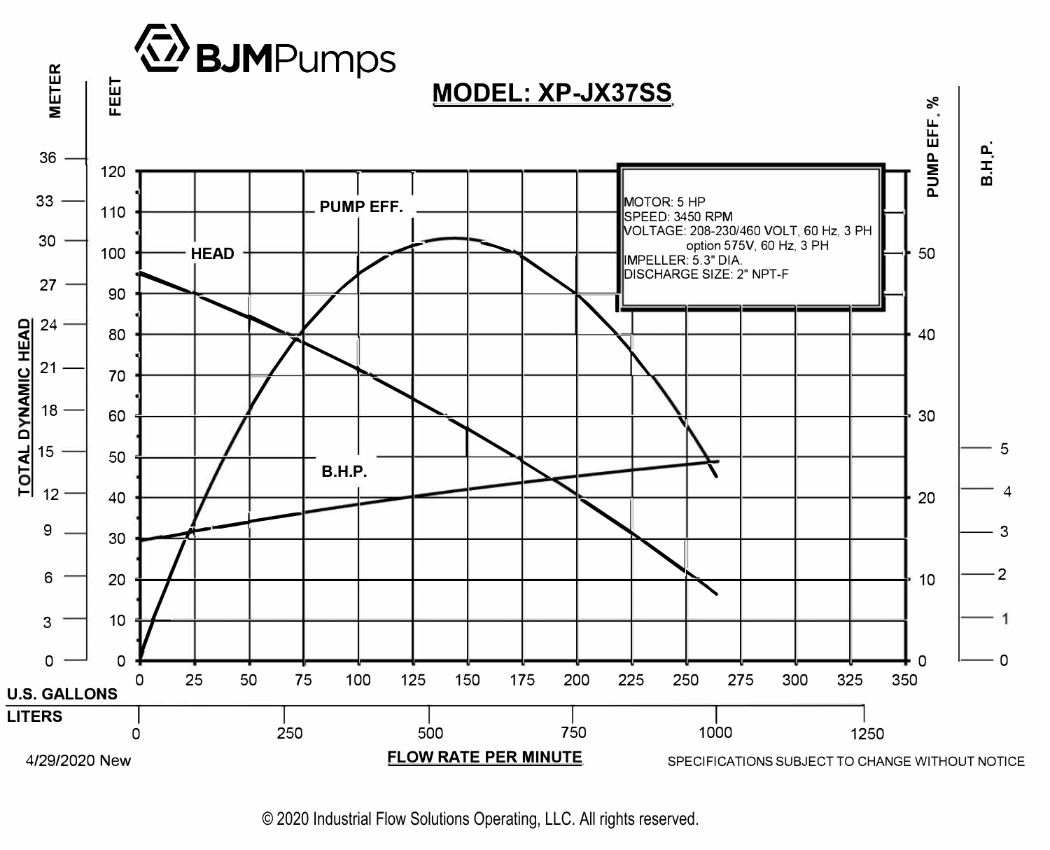BJMPumps

# MODEL: XP-JX37SS

MOTOR: 5 HP
SPEED: 3450 RPM
VOLTAGE: 208-230/460 VOLT, 60 Hz, 3 PH
option 575V, 60 Hz, 3 PH
IMPELLER: 5.3" DIA.
DISCHARGE SIZE: 2" NPT-F

METER
FEET
TOTAL DYNAMIC HEAD
PUMP EFF. %
B.H.P.

HEAD
PUMP EFF.
B.H.P.

METER: 0, 3, 6, 9, 12, 15, 18, 21, 24, 27, 30, 33, 36
FEET: 0, 10, 20, 30, 40, 50, 60, 70, 80, 90, 100, 110, 120
PUMP EFF. %: 0, 10, 20, 30, 40, 50
B.H.P.: 0, 1, 2, 3, 4, 5

U.S. GALLONS: 0, 25, 50, 75, 100, 125, 150, 175, 200, 225, 250, 275, 300, 325, 350
LITERS: 0, 250, 500, 750, 1000, 1250

**FLOW RATE PER MINUTE**

4/29/2020 New

SPECIFICATIONS SUBJECT TO CHANGE WITHOUT NOTICE

© 2020 Industrial Flow Solutions Operating, LLC. All rights reserved.